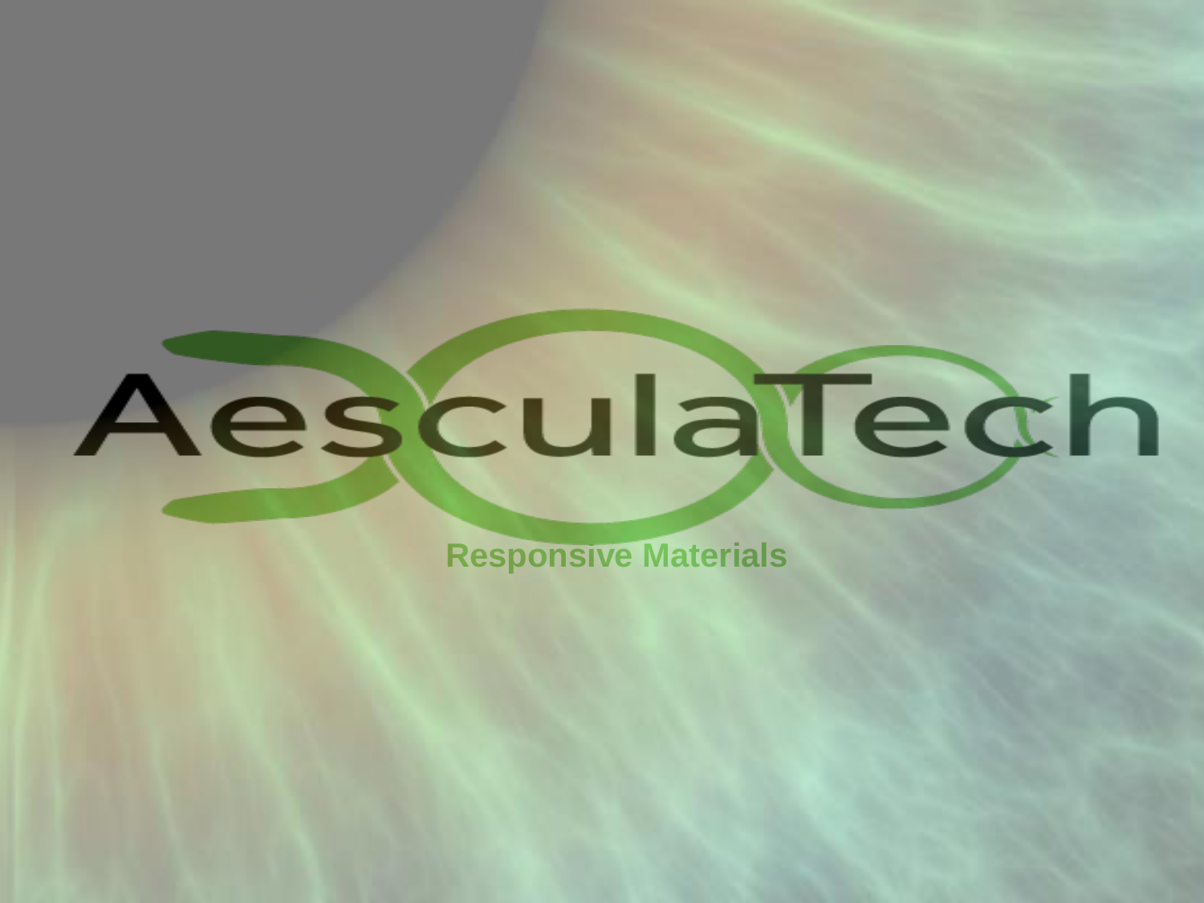# AesculaTech

Responsive Materials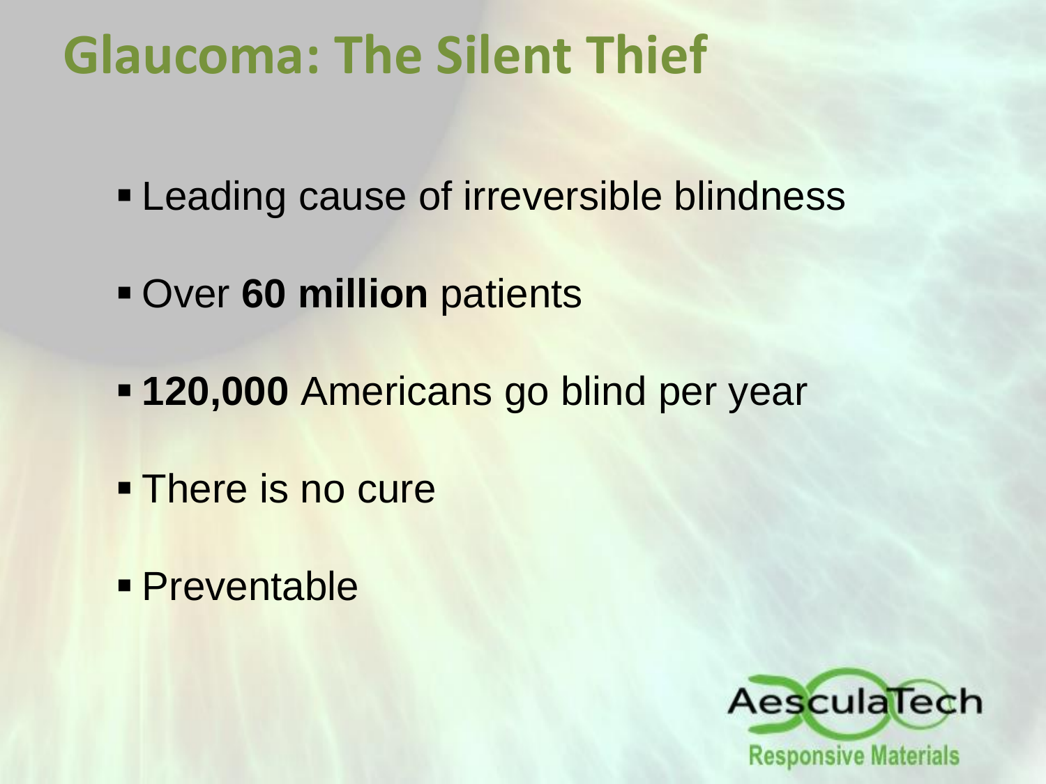# Glaucoma: The Silent Thief

- Leading cause of irreversible blindness
- Over **60 million** patients
- **120,000** Americans go blind per year
- There is no cure
- Preventable

AesculaTech
Responsive Materials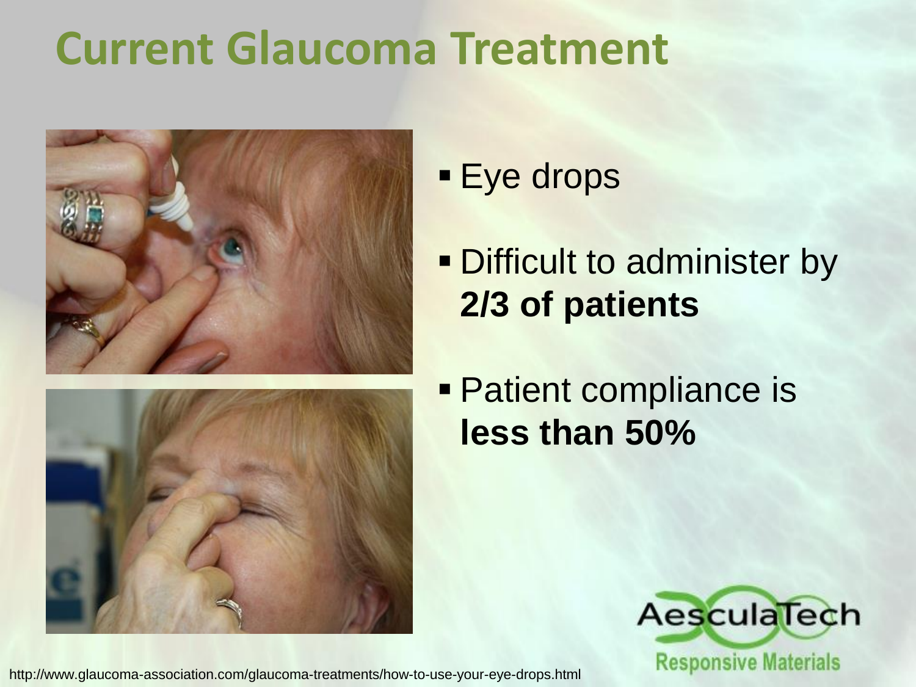# Current Glaucoma Treatment

- Eye drops
- Difficult to administer by **2/3 of patients**
- Patient compliance is **less than 50%**

AesculaTech

Responsive Materials

http://www.glaucoma-association.com/glaucoma-treatments/how-to-use-your-eye-drops.html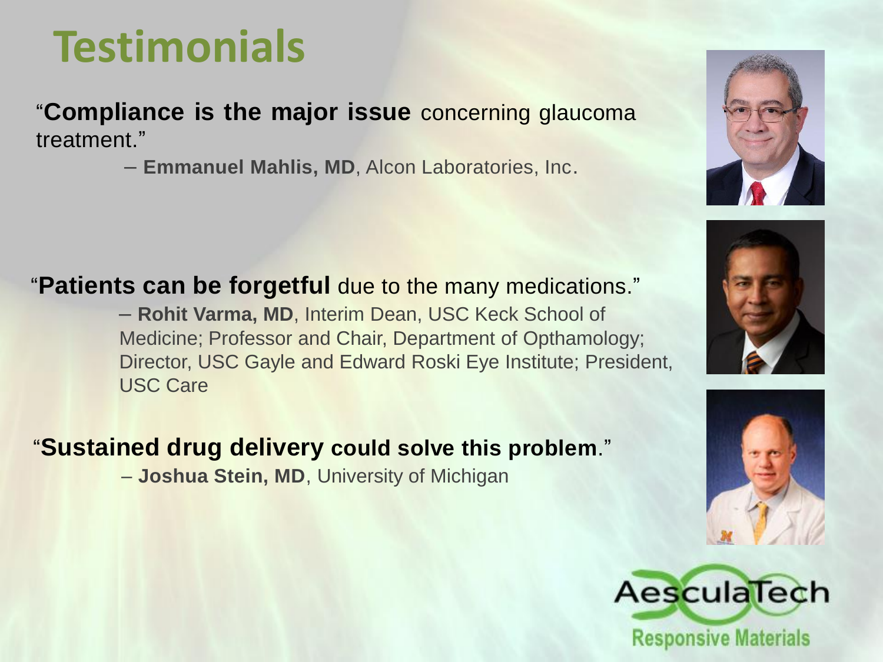# Testimonials

"**Compliance is the major issue** concerning glaucoma treatment."

– **Emmanuel Mahlis, MD**, Alcon Laboratories, Inc.

"**Patients can be forgetful** due to the many medications."

– **Rohit Varma, MD**, Interim Dean, USC Keck School of Medicine; Professor and Chair, Department of Opthamology; Director, USC Gayle and Edward Roski Eye Institute; President, USC Care

"**Sustained drug delivery could solve this problem**."

– **Joshua Stein, MD**, University of Michigan

AesculaTech

Responsive Materials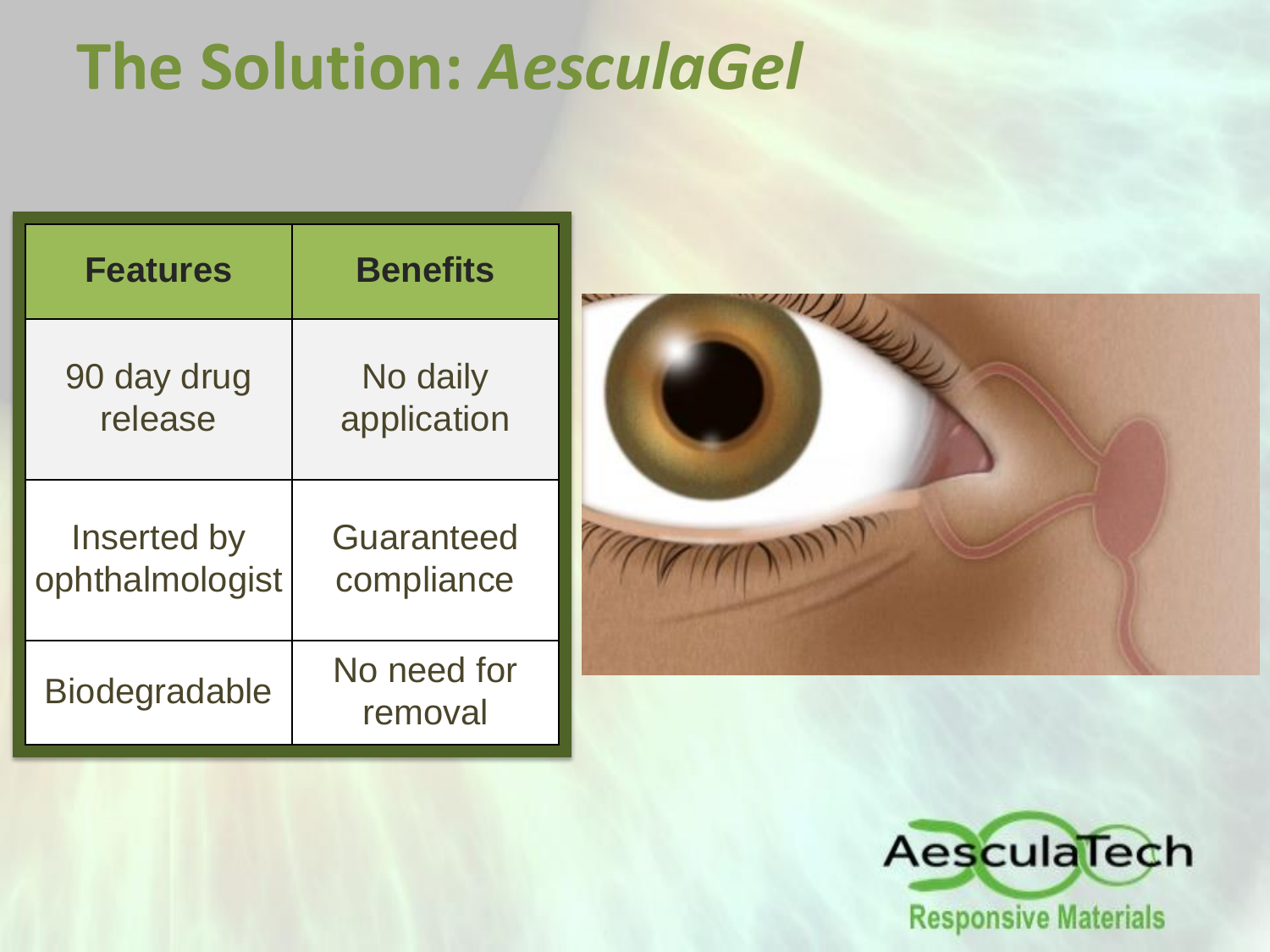# The Solution: *AesculaGel*

| Features | Benefits |
|---|---|
| 90 day drug release | No daily application |
| Inserted by ophthalmologist | Guaranteed compliance |
| Biodegradable | No need for removal |

AesculaTech
Responsive Materials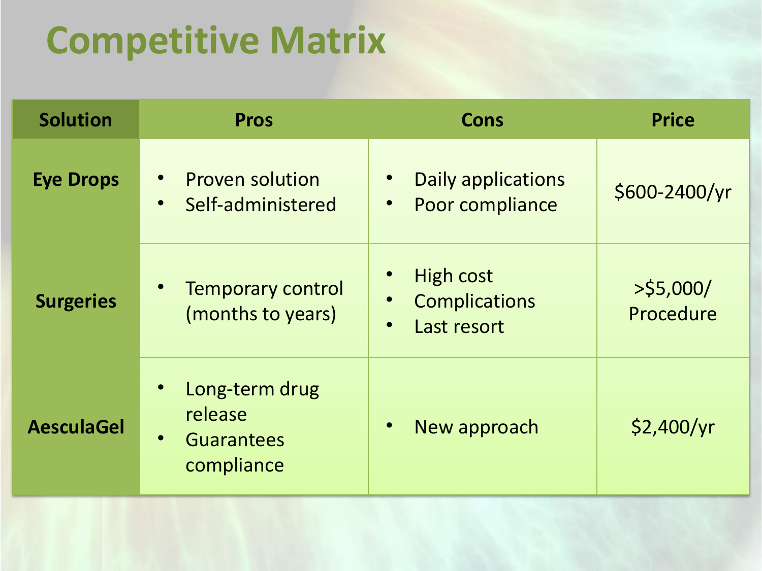# Competitive Matrix

| Solution | Pros | Cons | Price |
|---|---|---|---|
| **Eye Drops** | • Proven solution<br>• Self-administered | • Daily applications<br>• Poor compliance | $600-2400/yr |
| **Surgeries** | • Temporary control (months to years) | • High cost<br>• Complications<br>• Last resort | >$5,000/ Procedure |
| **AesculaGel** | • Long-term drug release<br>• Guarantees compliance | • New approach | $2,400/yr |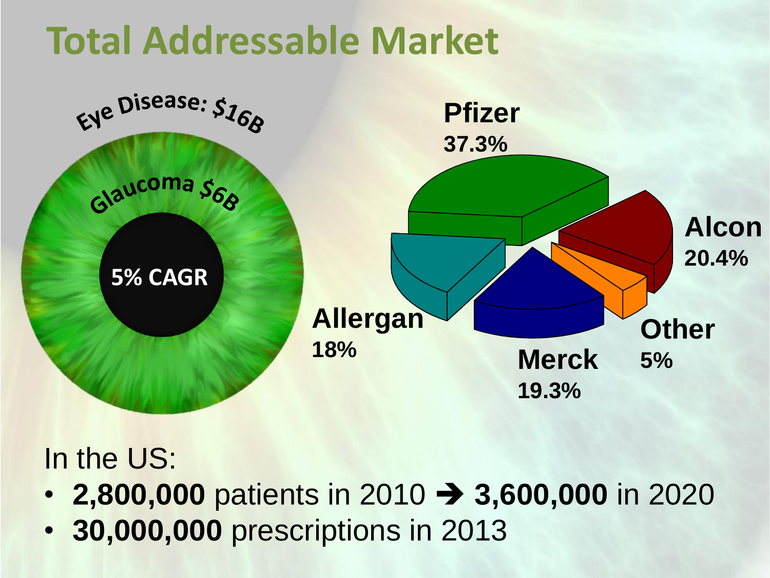# Total Addressable Market

Eye Disease: $16B

Glaucoma $6B

5% CAGR

| Company | Share |
| --- | --- |
| Pfizer | 37.3% |
| Alcon | 20.4% |
| Merck | 19.3% |
| Allergan | 18% |
| Other | 5% |

In the US:

- **2,800,000** patients in 2010 → **3,600,000** in 2020
- **30,000,000** prescriptions in 2013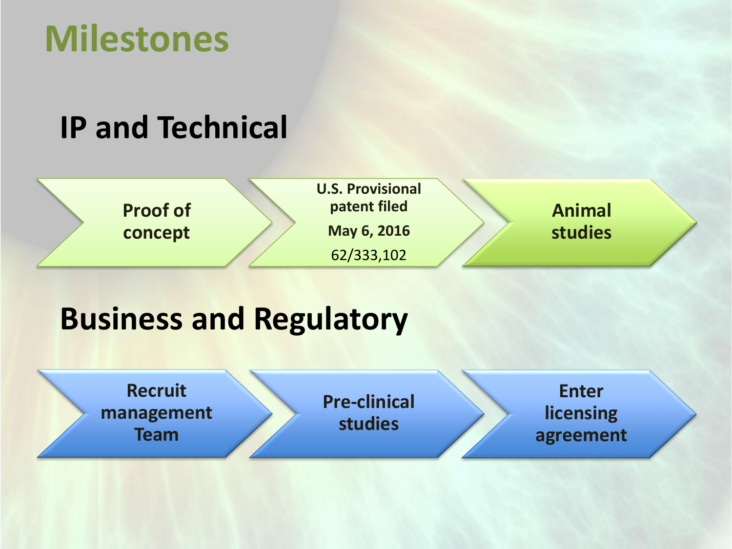# Milestones

## IP and Technical

- Proof of concept
- U.S. Provisional patent filed May 6, 2016 62/333,102
- Animal studies

## Business and Regulatory

- Recruit management Team
- Pre-clinical studies
- Enter licensing agreement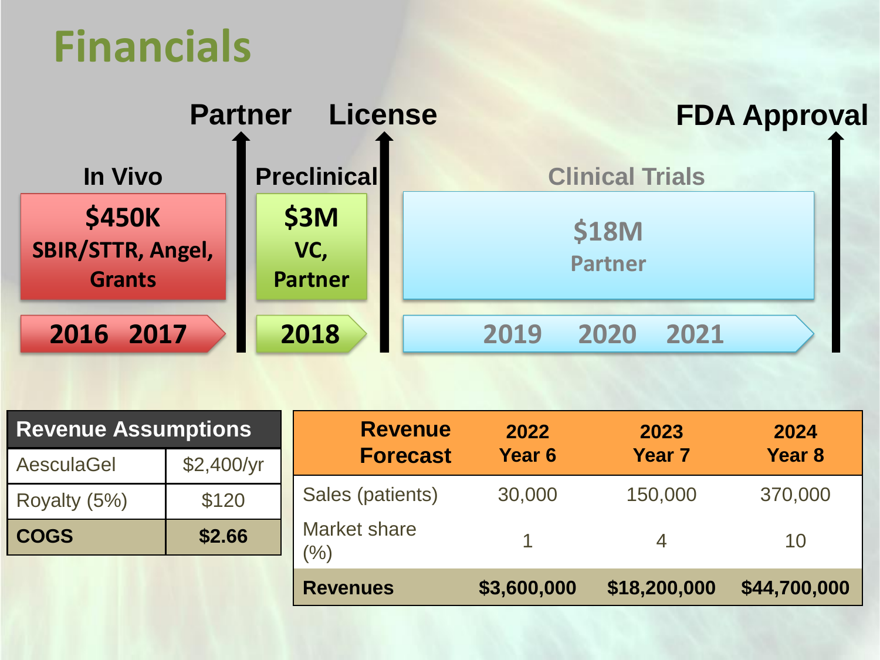# Financials

**Partner** | **License** | **FDA Approval**

**In Vivo**

**$450K**
**SBIR/STTR, Angel, Grants**

**2016 2017**

**Preclinical**

**$3M**
**VC, Partner**

**2018**

**Clinical Trials**

**$18M**
**Partner**

**2019 2020 2021**

| Revenue Assumptions | |
|---|---|
| AesculaGel | $2,400/yr |
| Royalty (5%) | $120 |
| **COGS** | **$2.66** |

| Revenue Forecast | 2022 Year 6 | 2023 Year 7 | 2024 Year 8 |
|---|---|---|---|
| Sales (patients) | 30,000 | 150,000 | 370,000 |
| Market share (%) | 1 | 4 | 10 |
| **Revenues** | **$3,600,000** | **$18,200,000** | **$44,700,000** |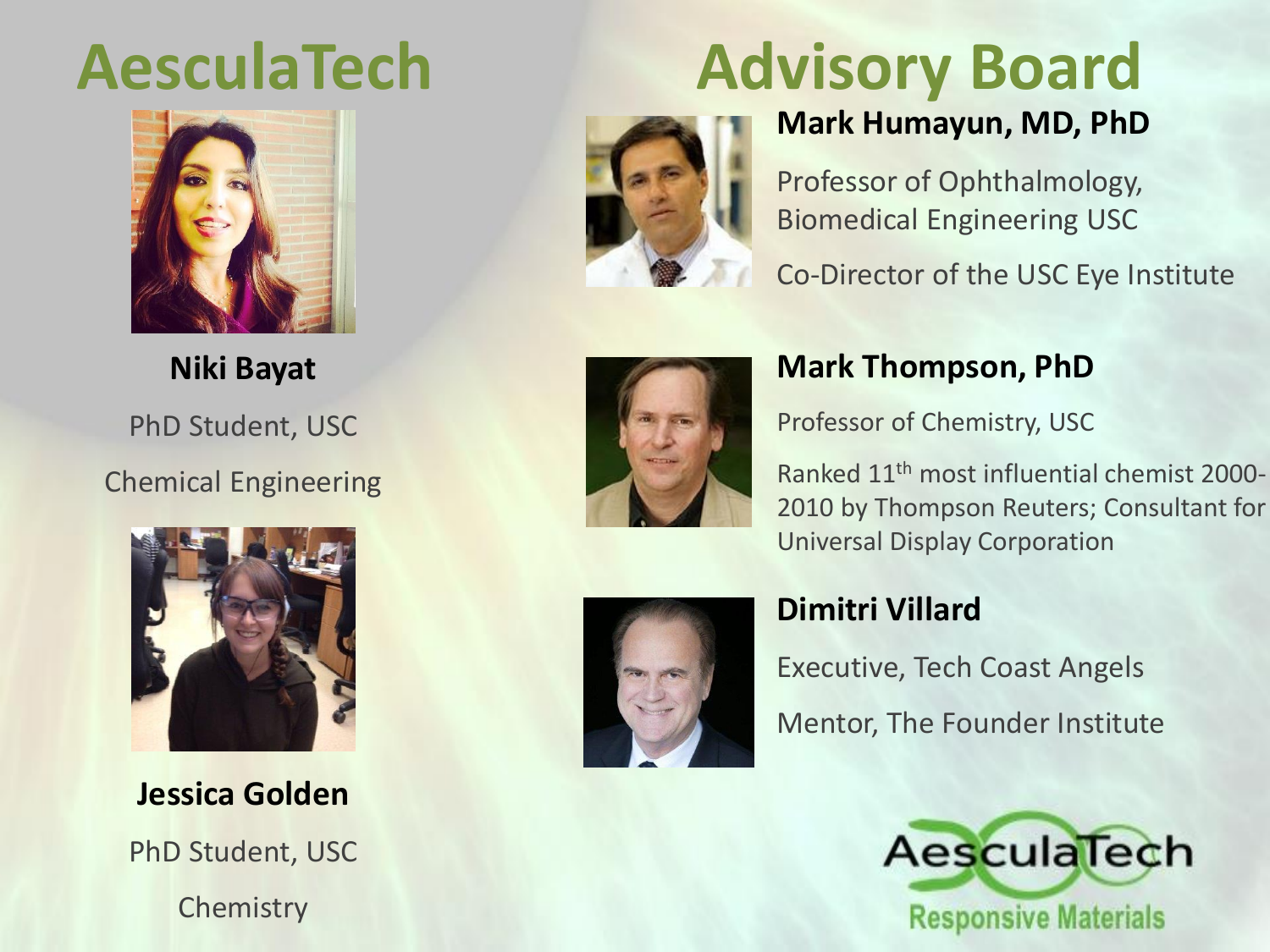# AesculaTech Advisory Board

**Niki Bayat**

PhD Student, USC

Chemical Engineering

**Jessica Golden**

PhD Student, USC

Chemistry

**Mark Humayun, MD, PhD**

Professor of Ophthalmology, Biomedical Engineering USC

Co-Director of the USC Eye Institute

**Mark Thompson, PhD**

Professor of Chemistry, USC

Ranked 11th most influential chemist 2000-2010 by Thompson Reuters; Consultant for Universal Display Corporation

**Dimitri Villard**

Executive, Tech Coast Angels

Mentor, The Founder Institute

AesculaTech
Responsive Materials